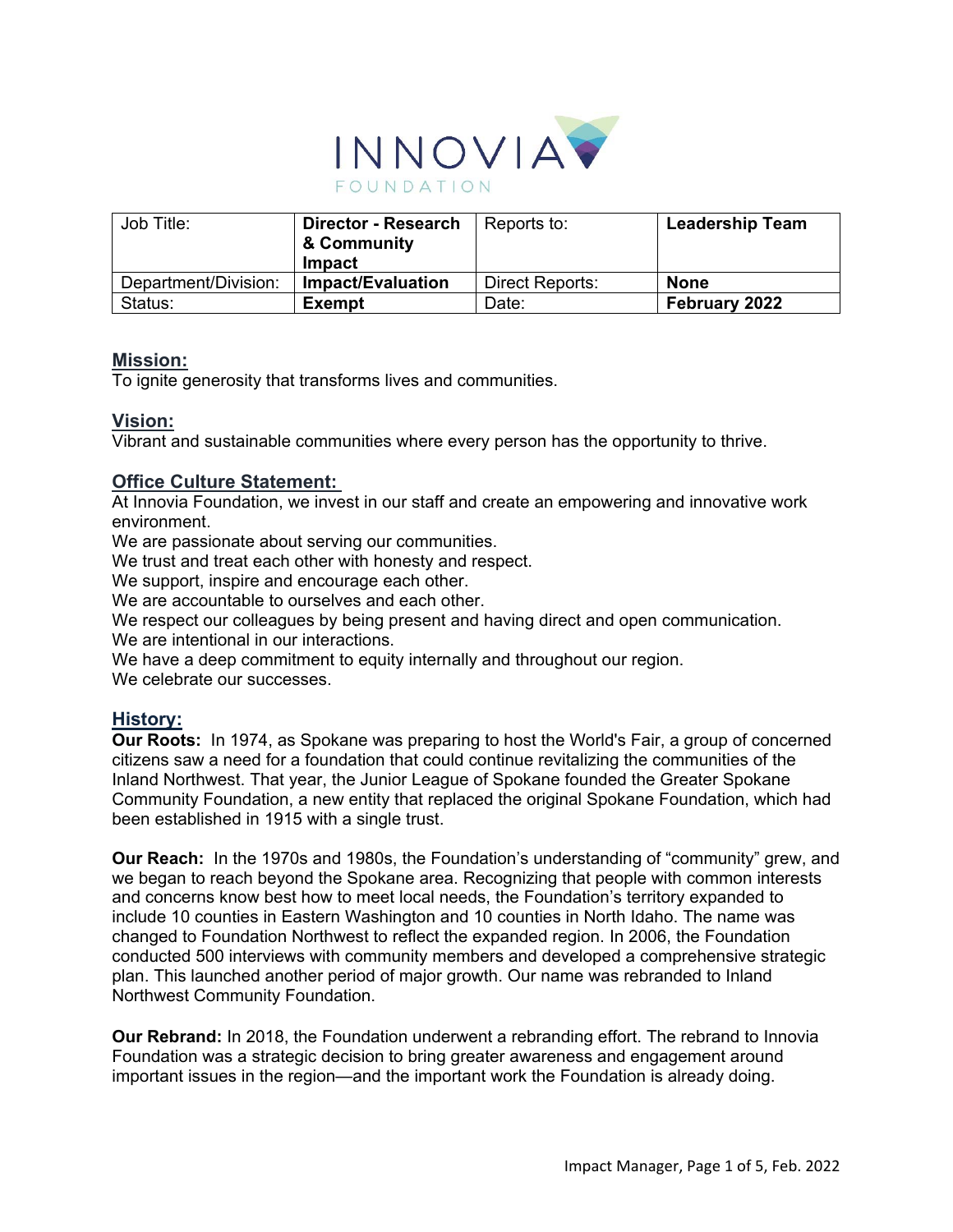| Job Title: | **Director - Research & Community Impact** | Reports to: | **Leadership Team** |
|---|---|---|---|
| Department/Division: | **Impact/Evaluation** | Direct Reports: | **None** |
| Status: | **Exempt** | Date: | **February 2022** |

## Mission:

To ignite generosity that transforms lives and communities.

## Vision:

Vibrant and sustainable communities where every person has the opportunity to thrive.

## Office Culture Statement:

At Innovia Foundation, we invest in our staff and create an empowering and innovative work environment.
We are passionate about serving our communities.
We trust and treat each other with honesty and respect.
We support, inspire and encourage each other.
We are accountable to ourselves and each other.
We respect our colleagues by being present and having direct and open communication.
We are intentional in our interactions.
We have a deep commitment to equity internally and throughout our region.
We celebrate our successes.

## History:

**Our Roots:** In 1974, as Spokane was preparing to host the World's Fair, a group of concerned citizens saw a need for a foundation that could continue revitalizing the communities of the Inland Northwest. That year, the Junior League of Spokane founded the Greater Spokane Community Foundation, a new entity that replaced the original Spokane Foundation, which had been established in 1915 with a single trust.

**Our Reach:** In the 1970s and 1980s, the Foundation's understanding of "community" grew, and we began to reach beyond the Spokane area. Recognizing that people with common interests and concerns know best how to meet local needs, the Foundation's territory expanded to include 10 counties in Eastern Washington and 10 counties in North Idaho. The name was changed to Foundation Northwest to reflect the expanded region. In 2006, the Foundation conducted 500 interviews with community members and developed a comprehensive strategic plan. This launched another period of major growth. Our name was rebranded to Inland Northwest Community Foundation.

**Our Rebrand:** In 2018, the Foundation underwent a rebranding effort. The rebrand to Innovia Foundation was a strategic decision to bring greater awareness and engagement around important issues in the region—and the important work the Foundation is already doing.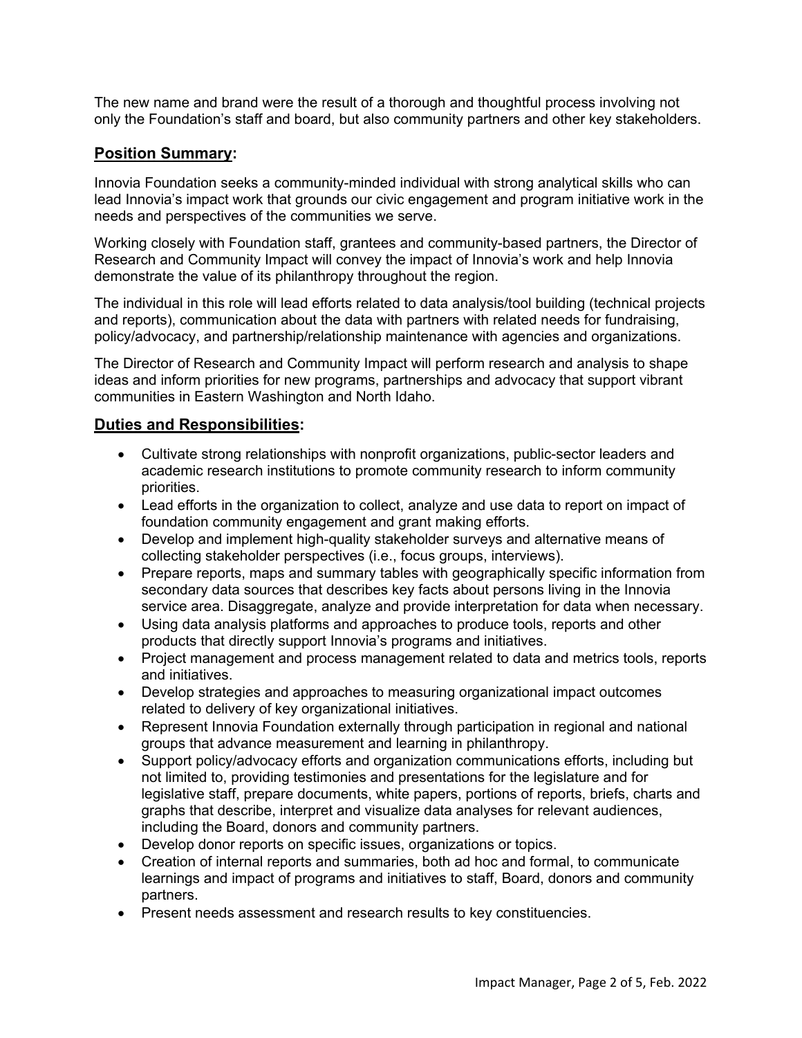The new name and brand were the result of a thorough and thoughtful process involving not only the Foundation's staff and board, but also community partners and other key stakeholders.

## **Position Summary**:

Innovia Foundation seeks a community-minded individual with strong analytical skills who can lead Innovia's impact work that grounds our civic engagement and program initiative work in the needs and perspectives of the communities we serve.

Working closely with Foundation staff, grantees and community-based partners, the Director of Research and Community Impact will convey the impact of Innovia's work and help Innovia demonstrate the value of its philanthropy throughout the region.

The individual in this role will lead efforts related to data analysis/tool building (technical projects and reports), communication about the data with partners with related needs for fundraising, policy/advocacy, and partnership/relationship maintenance with agencies and organizations.

The Director of Research and Community Impact will perform research and analysis to shape ideas and inform priorities for new programs, partnerships and advocacy that support vibrant communities in Eastern Washington and North Idaho.

## **Duties and Responsibilities**:

- Cultivate strong relationships with nonprofit organizations, public-sector leaders and academic research institutions to promote community research to inform community priorities.
- Lead efforts in the organization to collect, analyze and use data to report on impact of foundation community engagement and grant making efforts.
- Develop and implement high-quality stakeholder surveys and alternative means of collecting stakeholder perspectives (i.e., focus groups, interviews).
- Prepare reports, maps and summary tables with geographically specific information from secondary data sources that describes key facts about persons living in the Innovia service area. Disaggregate, analyze and provide interpretation for data when necessary.
- Using data analysis platforms and approaches to produce tools, reports and other products that directly support Innovia's programs and initiatives.
- Project management and process management related to data and metrics tools, reports and initiatives.
- Develop strategies and approaches to measuring organizational impact outcomes related to delivery of key organizational initiatives.
- Represent Innovia Foundation externally through participation in regional and national groups that advance measurement and learning in philanthropy.
- Support policy/advocacy efforts and organization communications efforts, including but not limited to, providing testimonies and presentations for the legislature and for legislative staff, prepare documents, white papers, portions of reports, briefs, charts and graphs that describe, interpret and visualize data analyses for relevant audiences, including the Board, donors and community partners.
- Develop donor reports on specific issues, organizations or topics.
- Creation of internal reports and summaries, both ad hoc and formal, to communicate learnings and impact of programs and initiatives to staff, Board, donors and community partners.
- Present needs assessment and research results to key constituencies.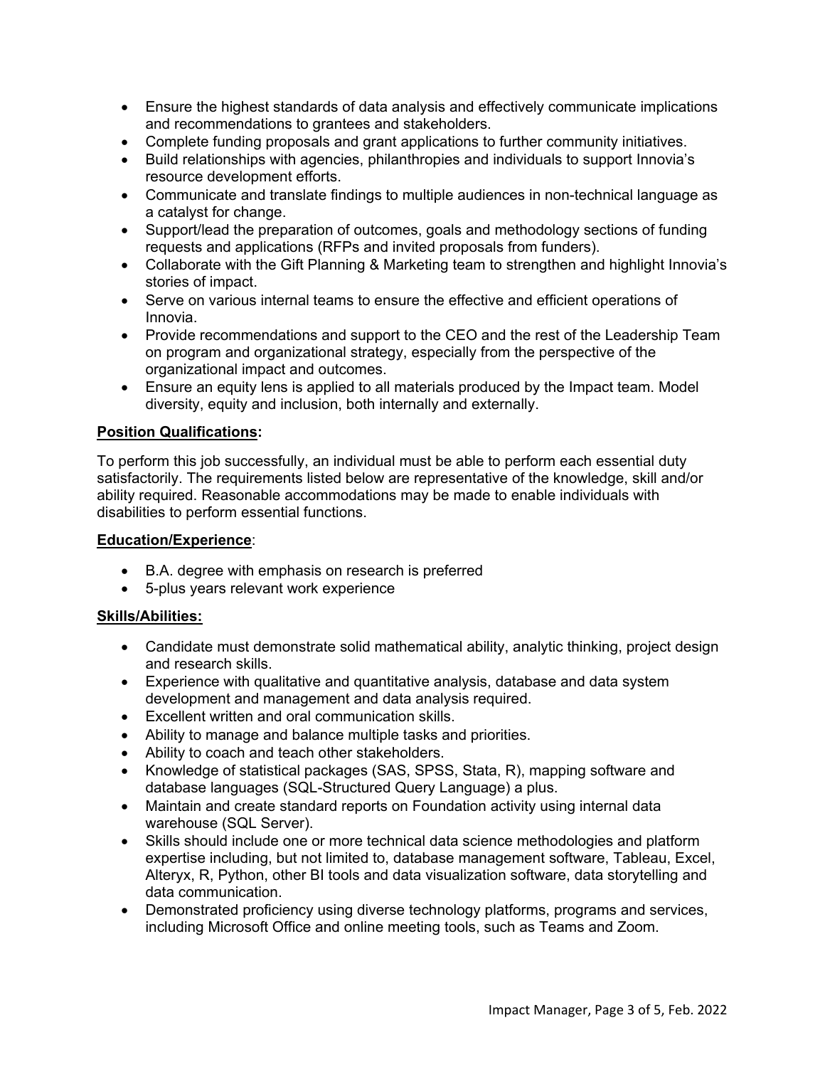- Ensure the highest standards of data analysis and effectively communicate implications and recommendations to grantees and stakeholders.
- Complete funding proposals and grant applications to further community initiatives.
- Build relationships with agencies, philanthropies and individuals to support Innovia's resource development efforts.
- Communicate and translate findings to multiple audiences in non-technical language as a catalyst for change.
- Support/lead the preparation of outcomes, goals and methodology sections of funding requests and applications (RFPs and invited proposals from funders).
- Collaborate with the Gift Planning & Marketing team to strengthen and highlight Innovia's stories of impact.
- Serve on various internal teams to ensure the effective and efficient operations of Innovia.
- Provide recommendations and support to the CEO and the rest of the Leadership Team on program and organizational strategy, especially from the perspective of the organizational impact and outcomes.
- Ensure an equity lens is applied to all materials produced by the Impact team. Model diversity, equity and inclusion, both internally and externally.

**Position Qualifications:**

To perform this job successfully, an individual must be able to perform each essential duty satisfactorily. The requirements listed below are representative of the knowledge, skill and/or ability required. Reasonable accommodations may be made to enable individuals with disabilities to perform essential functions.

**Education/Experience**:

- B.A. degree with emphasis on research is preferred
- 5-plus years relevant work experience

**Skills/Abilities:**

- Candidate must demonstrate solid mathematical ability, analytic thinking, project design and research skills.
- Experience with qualitative and quantitative analysis, database and data system development and management and data analysis required.
- Excellent written and oral communication skills.
- Ability to manage and balance multiple tasks and priorities.
- Ability to coach and teach other stakeholders.
- Knowledge of statistical packages (SAS, SPSS, Stata, R), mapping software and database languages (SQL-Structured Query Language) a plus.
- Maintain and create standard reports on Foundation activity using internal data warehouse (SQL Server).
- Skills should include one or more technical data science methodologies and platform expertise including, but not limited to, database management software, Tableau, Excel, Alteryx, R, Python, other BI tools and data visualization software, data storytelling and data communication.
- Demonstrated proficiency using diverse technology platforms, programs and services, including Microsoft Office and online meeting tools, such as Teams and Zoom.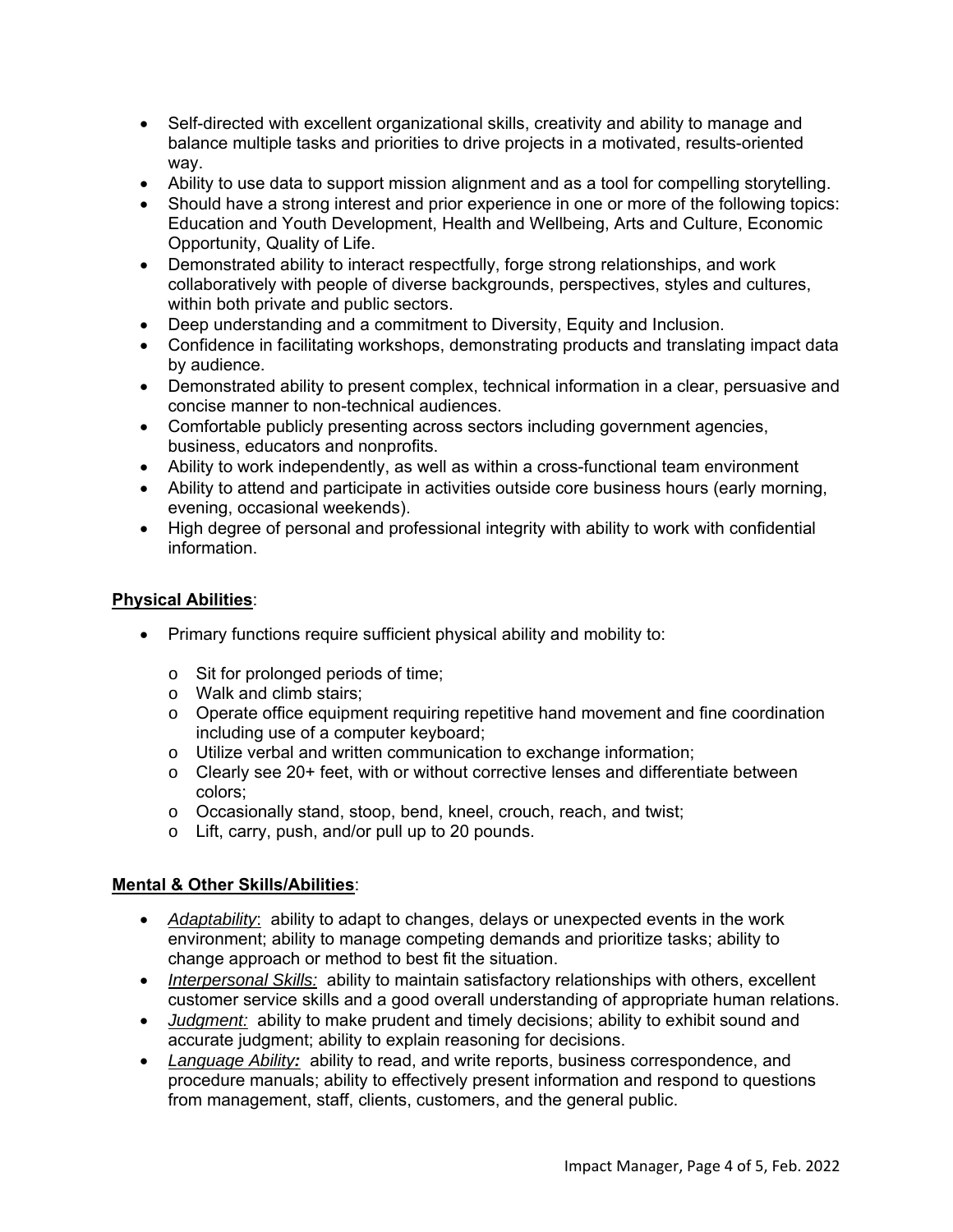- Self-directed with excellent organizational skills, creativity and ability to manage and balance multiple tasks and priorities to drive projects in a motivated, results-oriented way.
- Ability to use data to support mission alignment and as a tool for compelling storytelling.
- Should have a strong interest and prior experience in one or more of the following topics: Education and Youth Development, Health and Wellbeing, Arts and Culture, Economic Opportunity, Quality of Life.
- Demonstrated ability to interact respectfully, forge strong relationships, and work collaboratively with people of diverse backgrounds, perspectives, styles and cultures, within both private and public sectors.
- Deep understanding and a commitment to Diversity, Equity and Inclusion.
- Confidence in facilitating workshops, demonstrating products and translating impact data by audience.
- Demonstrated ability to present complex, technical information in a clear, persuasive and concise manner to non-technical audiences.
- Comfortable publicly presenting across sectors including government agencies, business, educators and nonprofits.
- Ability to work independently, as well as within a cross-functional team environment
- Ability to attend and participate in activities outside core business hours (early morning, evening, occasional weekends).
- High degree of personal and professional integrity with ability to work with confidential information.

**Physical Abilities**:

- Primary functions require sufficient physical ability and mobility to:
  - Sit for prolonged periods of time;
  - Walk and climb stairs;
  - Operate office equipment requiring repetitive hand movement and fine coordination including use of a computer keyboard;
  - Utilize verbal and written communication to exchange information;
  - Clearly see 20+ feet, with or without corrective lenses and differentiate between colors;
  - Occasionally stand, stoop, bend, kneel, crouch, reach, and twist;
  - Lift, carry, push, and/or pull up to 20 pounds.

**Mental & Other Skills/Abilities**:

- *Adaptability*: ability to adapt to changes, delays or unexpected events in the work environment; ability to manage competing demands and prioritize tasks; ability to change approach or method to best fit the situation.
- *Interpersonal Skills:* ability to maintain satisfactory relationships with others, excellent customer service skills and a good overall understanding of appropriate human relations.
- *Judgment:* ability to make prudent and timely decisions; ability to exhibit sound and accurate judgment; ability to explain reasoning for decisions.
- *Language Ability:* ability to read, and write reports, business correspondence, and procedure manuals; ability to effectively present information and respond to questions from management, staff, clients, customers, and the general public.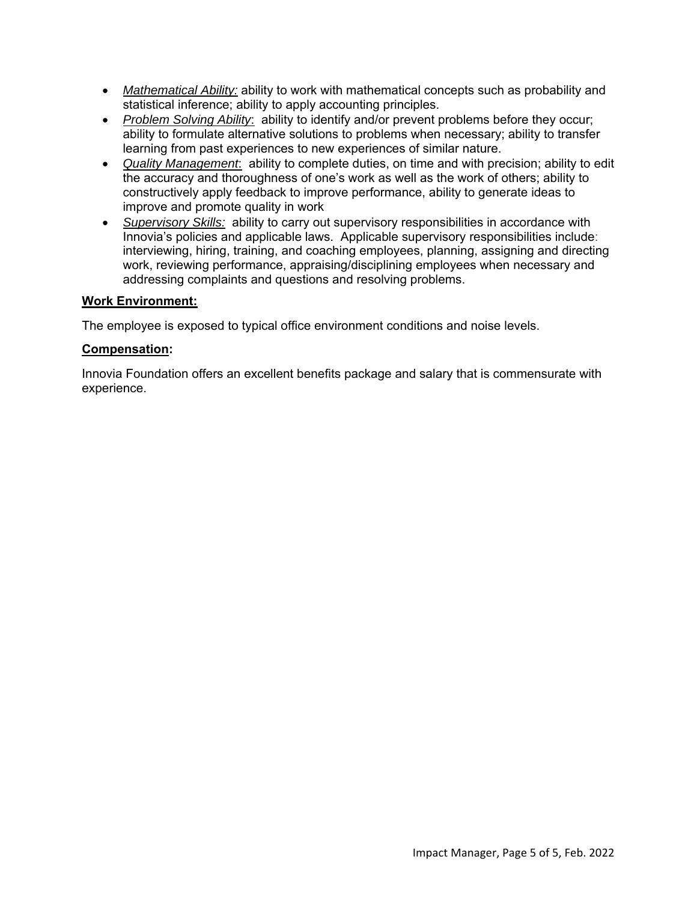- *Mathematical Ability:* ability to work with mathematical concepts such as probability and statistical inference; ability to apply accounting principles.
- *Problem Solving Ability*: ability to identify and/or prevent problems before they occur; ability to formulate alternative solutions to problems when necessary; ability to transfer learning from past experiences to new experiences of similar nature.
- *Quality Management*: ability to complete duties, on time and with precision; ability to edit the accuracy and thoroughness of one's work as well as the work of others; ability to constructively apply feedback to improve performance, ability to generate ideas to improve and promote quality in work
- *Supervisory Skills:* ability to carry out supervisory responsibilities in accordance with Innovia's policies and applicable laws. Applicable supervisory responsibilities include: interviewing, hiring, training, and coaching employees, planning, assigning and directing work, reviewing performance, appraising/disciplining employees when necessary and addressing complaints and questions and resolving problems.

**Work Environment:**

The employee is exposed to typical office environment conditions and noise levels.

**Compensation:**

Innovia Foundation offers an excellent benefits package and salary that is commensurate with experience.